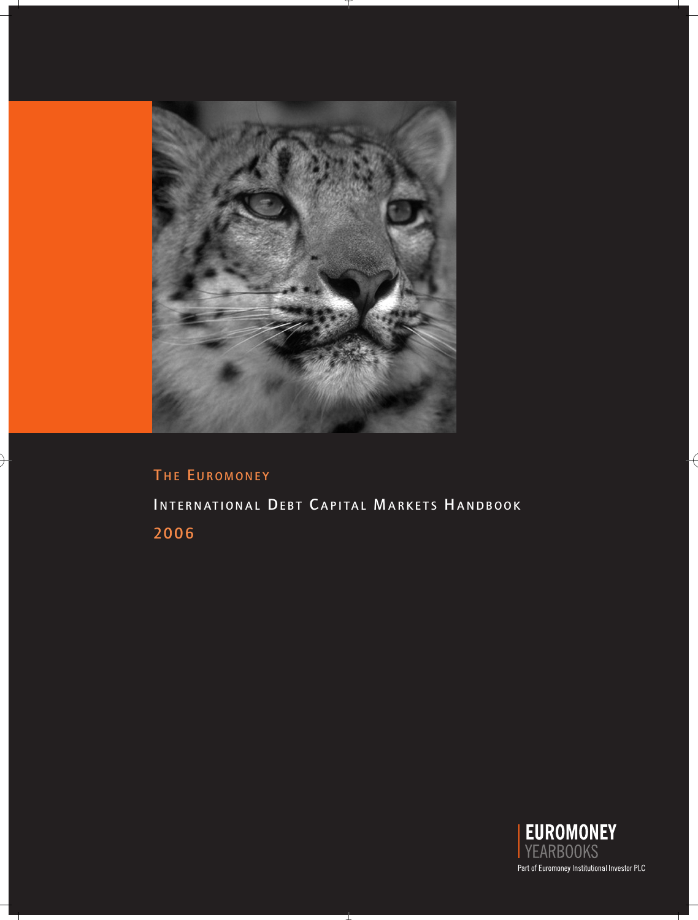# The Euromoney

# International Debt Capital Markets Handbook

## 2006

**EUROMONEY**
YEARBOOKS
Part of Euromoney Institutional Investor PLC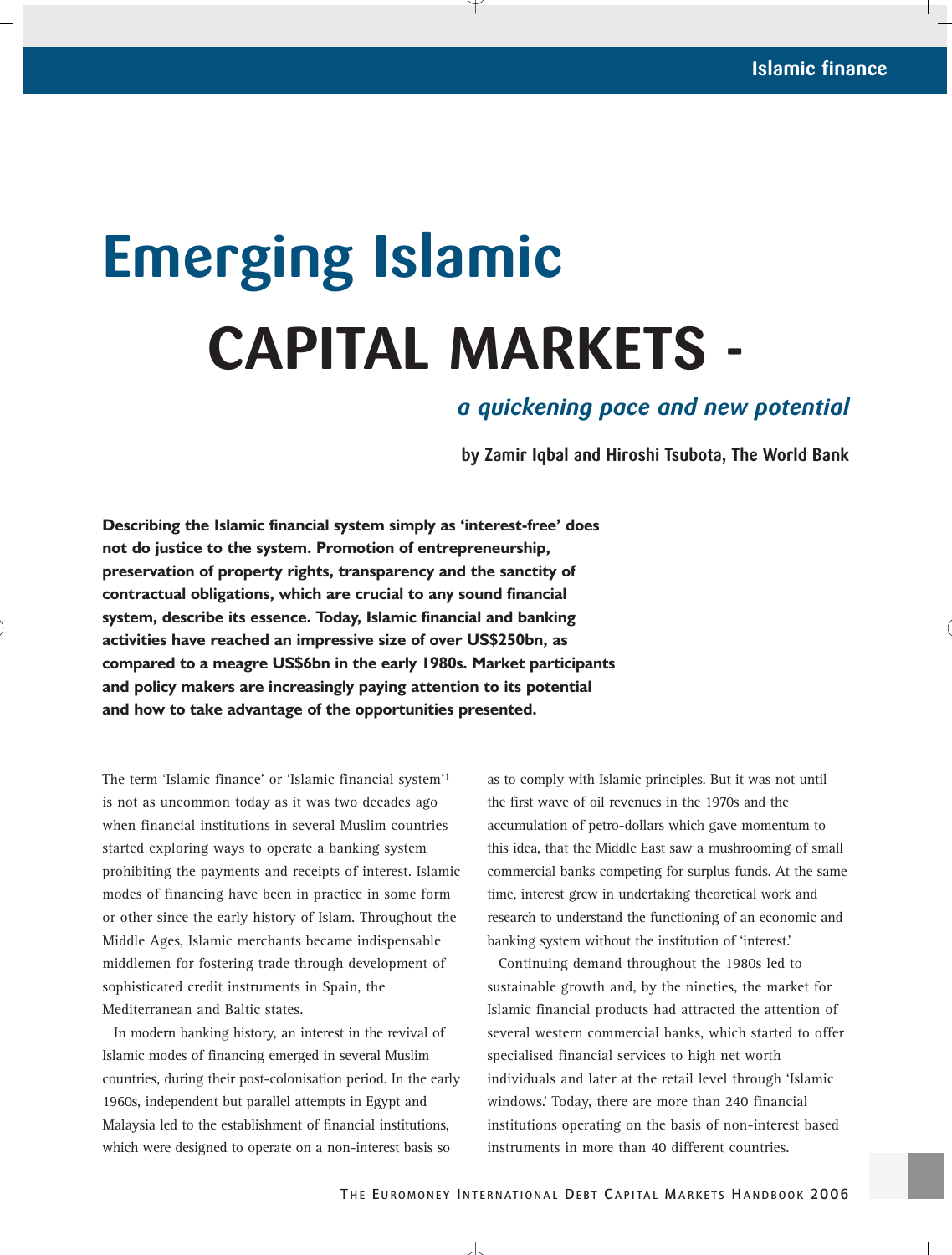# Emerging Islamic CAPITAL MARKETS - *a quickening pace and new potential*

**by Zamir Iqbal and Hiroshi Tsubota, The World Bank**

**Describing the Islamic financial system simply as 'interest-free' does not do justice to the system. Promotion of entrepreneurship, preservation of property rights, transparency and the sanctity of contractual obligations, which are crucial to any sound financial system, describe its essence. Today, Islamic financial and banking activities have reached an impressive size of over US$250bn, as compared to a meagre US$6bn in the early 1980s. Market participants and policy makers are increasingly paying attention to its potential and how to take advantage of the opportunities presented.**

The term 'Islamic finance' or 'Islamic financial system'[1] is not as uncommon today as it was two decades ago when financial institutions in several Muslim countries started exploring ways to operate a banking system prohibiting the payments and receipts of interest. Islamic modes of financing have been in practice in some form or other since the early history of Islam. Throughout the Middle Ages, Islamic merchants became indispensable middlemen for fostering trade through development of sophisticated credit instruments in Spain, the Mediterranean and Baltic states.

In modern banking history, an interest in the revival of Islamic modes of financing emerged in several Muslim countries, during their post-colonisation period. In the early 1960s, independent but parallel attempts in Egypt and Malaysia led to the establishment of financial institutions, which were designed to operate on a non-interest basis so as to comply with Islamic principles. But it was not until the first wave of oil revenues in the 1970s and the accumulation of petro-dollars which gave momentum to this idea, that the Middle East saw a mushrooming of small commercial banks competing for surplus funds. At the same time, interest grew in undertaking theoretical work and research to understand the functioning of an economic and banking system without the institution of 'interest.'

Continuing demand throughout the 1980s led to sustainable growth and, by the nineties, the market for Islamic financial products had attracted the attention of several western commercial banks, which started to offer specialised financial services to high net worth individuals and later at the retail level through 'Islamic windows.' Today, there are more than 240 financial institutions operating on the basis of non-interest based instruments in more than 40 different countries.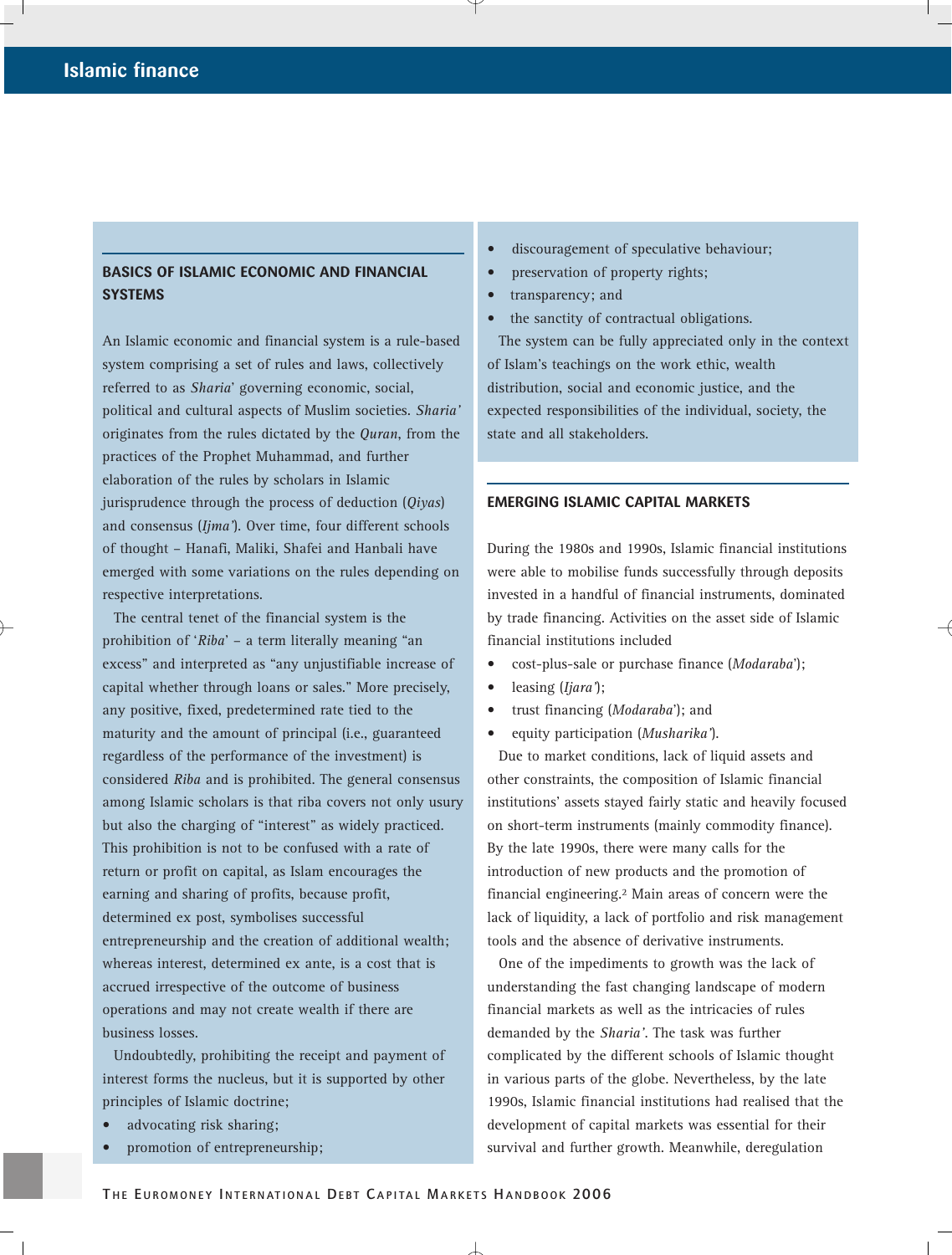## BASICS OF ISLAMIC ECONOMIC AND FINANCIAL SYSTEMS

An Islamic economic and financial system is a rule-based system comprising a set of rules and laws, collectively referred to as *Sharia*' governing economic, social, political and cultural aspects of Muslim societies. *Sharia'* originates from the rules dictated by the *Quran*, from the practices of the Prophet Muhammad, and further elaboration of the rules by scholars in Islamic jurisprudence through the process of deduction (*Qiyas*) and consensus (*Ijma'*). Over time, four different schools of thought – Hanafi, Maliki, Shafei and Hanbali have emerged with some variations on the rules depending on respective interpretations.

The central tenet of the financial system is the prohibition of '*Riba*' – a term literally meaning "an excess" and interpreted as "any unjustifiable increase of capital whether through loans or sales." More precisely, any positive, fixed, predetermined rate tied to the maturity and the amount of principal (i.e., guaranteed regardless of the performance of the investment) is considered *Riba* and is prohibited. The general consensus among Islamic scholars is that riba covers not only usury but also the charging of "interest" as widely practiced. This prohibition is not to be confused with a rate of return or profit on capital, as Islam encourages the earning and sharing of profits, because profit, determined ex post, symbolises successful entrepreneurship and the creation of additional wealth; whereas interest, determined ex ante, is a cost that is accrued irrespective of the outcome of business operations and may not create wealth if there are business losses.

Undoubtedly, prohibiting the receipt and payment of interest forms the nucleus, but it is supported by other principles of Islamic doctrine;

- advocating risk sharing;
- promotion of entrepreneurship;
- discouragement of speculative behaviour;
- preservation of property rights;
- transparency; and
- the sanctity of contractual obligations.

The system can be fully appreciated only in the context of Islam's teachings on the work ethic, wealth distribution, social and economic justice, and the expected responsibilities of the individual, society, the state and all stakeholders.

## EMERGING ISLAMIC CAPITAL MARKETS

During the 1980s and 1990s, Islamic financial institutions were able to mobilise funds successfully through deposits invested in a handful of financial instruments, dominated by trade financing. Activities on the asset side of Islamic financial institutions included

- cost-plus-sale or purchase finance (*Modaraba*');
- leasing (*Ijara'*);
- trust financing (*Modaraba*'); and
- equity participation (*Musharika'*).

Due to market conditions, lack of liquid assets and other constraints, the composition of Islamic financial institutions' assets stayed fairly static and heavily focused on short-term instruments (mainly commodity finance). By the late 1990s, there were many calls for the introduction of new products and the promotion of financial engineering.[2] Main areas of concern were the lack of liquidity, a lack of portfolio and risk management tools and the absence of derivative instruments.

One of the impediments to growth was the lack of understanding the fast changing landscape of modern financial markets as well as the intricacies of rules demanded by the *Sharia'*. The task was further complicated by the different schools of Islamic thought in various parts of the globe. Nevertheless, by the late 1990s, Islamic financial institutions had realised that the development of capital markets was essential for their survival and further growth. Meanwhile, deregulation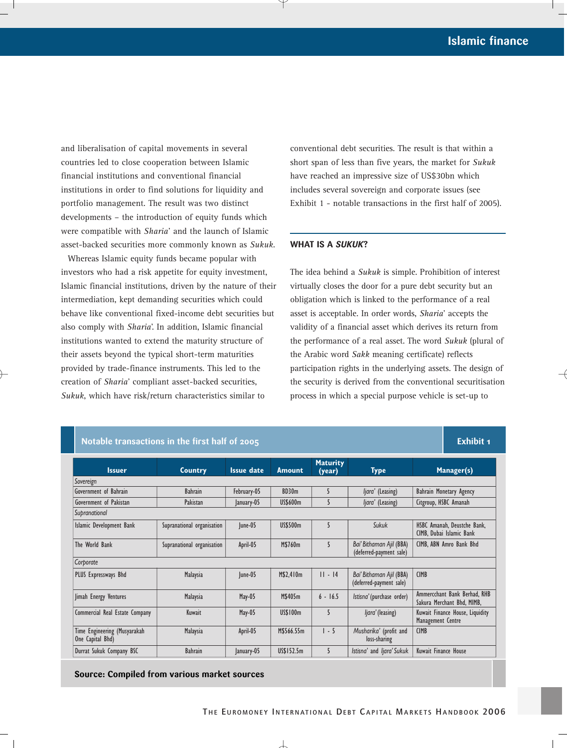and liberalisation of capital movements in several countries led to close cooperation between Islamic financial institutions and conventional financial institutions in order to find solutions for liquidity and portfolio management. The result was two distinct developments – the introduction of equity funds which were compatible with *Sharia*' and the launch of Islamic asset-backed securities more commonly known as *Sukuk*.

Whereas Islamic equity funds became popular with investors who had a risk appetite for equity investment, Islamic financial institutions, driven by the nature of their intermediation, kept demanding securities which could behave like conventional fixed-income debt securities but also comply with *Sharia*'. In addition, Islamic financial institutions wanted to extend the maturity structure of their assets beyond the typical short-term maturities provided by trade-finance instruments. This led to the creation of *Sharia*' compliant asset-backed securities, *Sukuk*, which have risk/return characteristics similar to conventional debt securities. The result is that within a short span of less than five years, the market for *Sukuk* have reached an impressive size of US$30bn which includes several sovereign and corporate issues (see Exhibit 1 - notable transactions in the first half of 2005).

## WHAT IS A *SUKUK*?

The idea behind a *Sukuk* is simple. Prohibition of interest virtually closes the door for a pure debt security but an obligation which is linked to the performance of a real asset is acceptable. In order words, *Sharia*' accepts the validity of a financial asset which derives its return from the performance of a real asset. The word *Sukuk* (plural of the Arabic word *Sakk* meaning certificate) reflects participation rights in the underlying assets. The design of the security is derived from the conventional securitisation process in which a special purpose vehicle is set-up to

**Notable transactions in the first half of 2005** — **Exhibit 1**

| Issuer | Country | Issue date | Amount | Maturity (year) | Type | Manager(s) |
|---|---|---|---|---|---|---|
| *Sovereign* | | | | | | |
| Government of Bahrain | Bahrain | February-05 | BD30m | 5 | *Ijara'* (Leasing) | Bahrain Monetary Agency |
| Government of Pakistan | Pakistan | January-05 | US$600m | 5 | *Ijara'* (Leasing) | Citgroup, HSBC Amanah |
| *Supranational* | | | | | | |
| Islamic Development Bank | Supranational organisation | June-05 | US$500m | 5 | *Sukuk* | HSBC Amanah, Deustche Bank, CIMB, Dubai Islamic Bank |
| The World Bank | Supranational organisation | April-05 | M$760m | 5 | *Bai' Bithaman Ajil* (BBA) (deferred-payment sale) | CIMB, ABN Amro Bank Bhd |
| *Corporate* | | | | | | |
| PLUS Expressways Bhd | Malaysia | June-05 | M$2,410m | 11 - 14 | *Bai' Bithaman Ajil* (BBA) (deferred-payment sale) | CIMB |
| Jimah Energy Ventures | Malaysia | May-05 | M$405m | 6 - 16.5 | *Istisna'* (purchase order) | Ammercchant Bank Berhad, RHB Sakura Merchant Bhd, MIMB, |
| Commercial Real Estate Company | Kuwait | May-05 | US$100m | 5 | *Ijara'* (leasing) | Kuwait Finance House, Liquidity Management Centre |
| Time Engineering (Musyarakah One Capital Bhd) | Malaysia | April-05 | M$566.55m | 1 - 5 | *Musharika'* (profit and loss-sharing | CIMB |
| Durrat Sukuk Company BSC | Bahrain | January-05 | US$152.5m | 5 | *Istisna'* and *Ijara' Sukuk* | Kuwait Finance House |

**Source: Compiled from various market sources**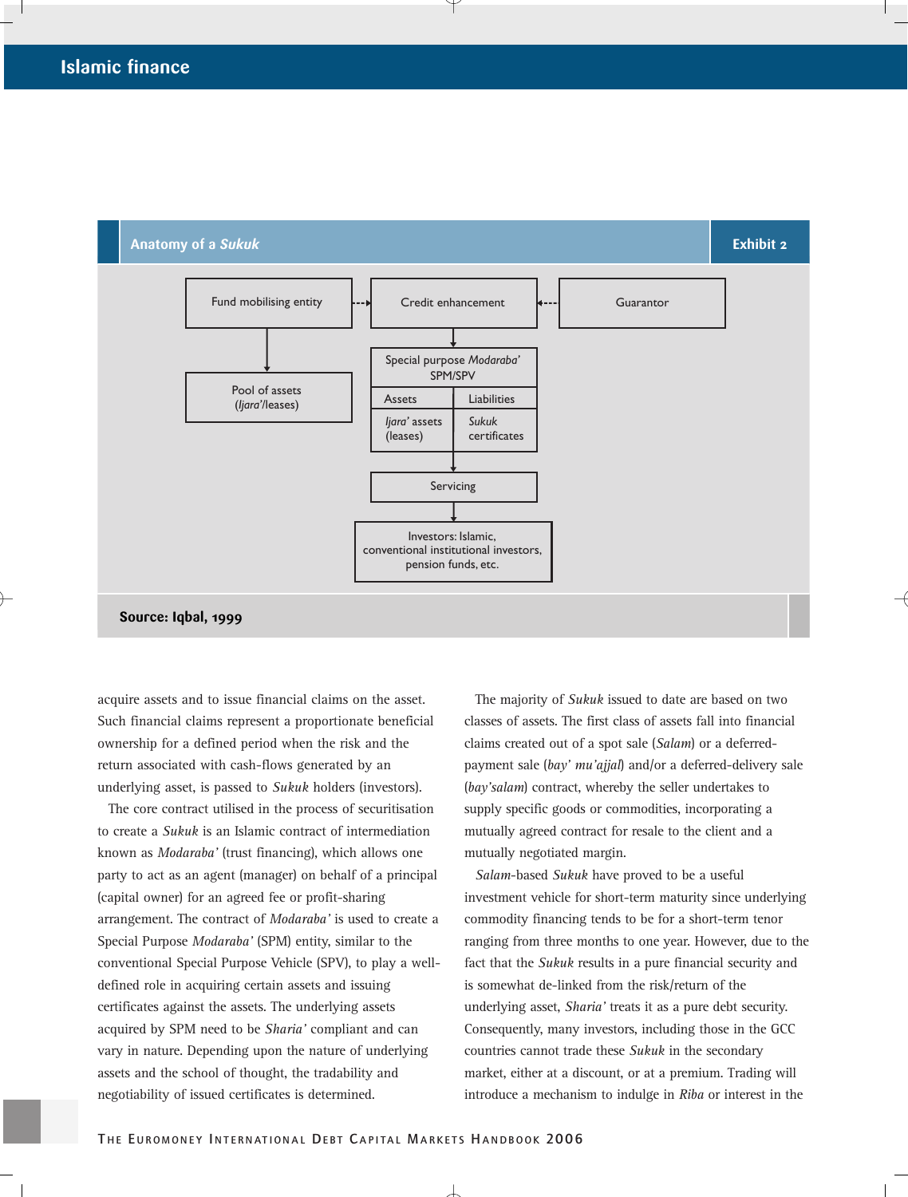**Anatomy of a *Sukuk*** — Exhibit 2

Fund mobilising entity → Pool of assets (*Ijara'*/leases)

Fund mobilising entity → Credit enhancement ← Guarantor

Credit enhancement → Special purpose *Modaraba'* SPM/SPV

| Assets | Liabilities |
| --- | --- |
| *Ijara'* assets (leases) | *Sukuk* certificates |

→ Servicing → Investors: Islamic, conventional institutional investors, pension funds, etc.

**Source: Iqbal, 1999**

acquire assets and to issue financial claims on the asset. Such financial claims represent a proportionate beneficial ownership for a defined period when the risk and the return associated with cash-flows generated by an underlying asset, is passed to *Sukuk* holders (investors).

The core contract utilised in the process of securitisation to create a *Sukuk* is an Islamic contract of intermediation known as *Modaraba'* (trust financing), which allows one party to act as an agent (manager) on behalf of a principal (capital owner) for an agreed fee or profit-sharing arrangement. The contract of *Modaraba'* is used to create a Special Purpose *Modaraba'* (SPM) entity, similar to the conventional Special Purpose Vehicle (SPV), to play a well-defined role in acquiring certain assets and issuing certificates against the assets. The underlying assets acquired by SPM need to be *Sharia'* compliant and can vary in nature. Depending upon the nature of underlying assets and the school of thought, the tradability and negotiability of issued certificates is determined.

The majority of *Sukuk* issued to date are based on two classes of assets. The first class of assets fall into financial claims created out of a spot sale (*Salam*) or a deferred-payment sale (*bay' mu'ajjal*) and/or a deferred-delivery sale (*bay'salam*) contract, whereby the seller undertakes to supply specific goods or commodities, incorporating a mutually agreed contract for resale to the client and a mutually negotiated margin.

*Salam*-based *Sukuk* have proved to be a useful investment vehicle for short-term maturity since underlying commodity financing tends to be for a short-term tenor ranging from three months to one year. However, due to the fact that the *Sukuk* results in a pure financial security and is somewhat de-linked from the risk/return of the underlying asset, *Sharia'* treats it as a pure debt security. Consequently, many investors, including those in the GCC countries cannot trade these *Sukuk* in the secondary market, either at a discount, or at a premium. Trading will introduce a mechanism to indulge in *Riba* or interest in the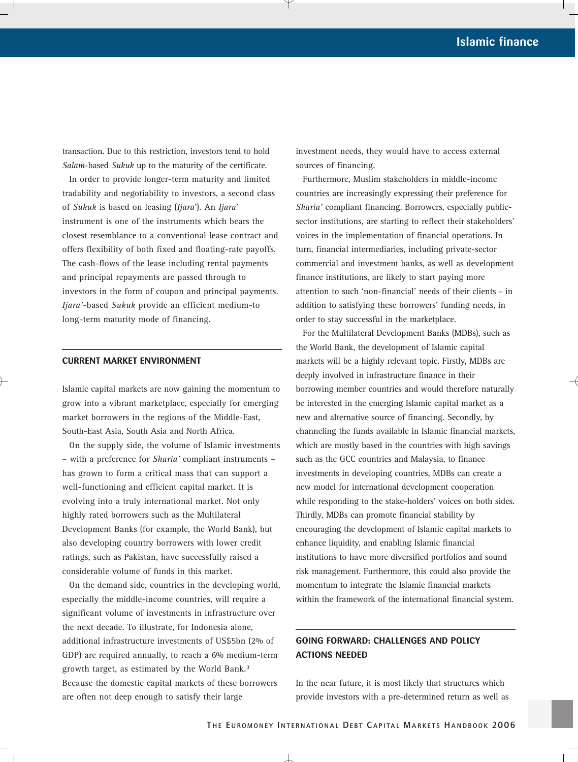transaction. Due to this restriction, investors tend to hold *Salam*-based *Sukuk* up to the maturity of the certificate.

In order to provide longer-term maturity and limited tradability and negotiability to investors, a second class of *Sukuk* is based on leasing (*Ijara*'). An *Ijara*' instrument is one of the instruments which bears the closest resemblance to a conventional lease contract and offers flexibility of both fixed and floating-rate payoffs. The cash-flows of the lease including rental payments and principal repayments are passed through to investors in the form of coupon and principal payments. *Ijara'*-based *Sukuk* provide an efficient medium-to long-term maturity mode of financing.

## CURRENT MARKET ENVIRONMENT

Islamic capital markets are now gaining the momentum to grow into a vibrant marketplace, especially for emerging market borrowers in the regions of the Middle-East, South-East Asia, South Asia and North Africa.

On the supply side, the volume of Islamic investments – with a preference for *Sharia'* compliant instruments – has grown to form a critical mass that can support a well-functioning and efficient capital market. It is evolving into a truly international market. Not only highly rated borrowers such as the Multilateral Development Banks (for example, the World Bank), but also developing country borrowers with lower credit ratings, such as Pakistan, have successfully raised a considerable volume of funds in this market.

On the demand side, countries in the developing world, especially the middle-income countries, will require a significant volume of investments in infrastructure over the next decade. To illustrate, for Indonesia alone, additional infrastructure investments of US$5bn (2% of GDP) are required annually, to reach a 6% medium-term growth target, as estimated by the World Bank.[3] Because the domestic capital markets of these borrowers are often not deep enough to satisfy their large investment needs, they would have to access external sources of financing.

Furthermore, Muslim stakeholders in middle-income countries are increasingly expressing their preference for *Sharia'* compliant financing. Borrowers, especially public-sector institutions, are starting to reflect their stakeholders' voices in the implementation of financial operations. In turn, financial intermediaries, including private-sector commercial and investment banks, as well as development finance institutions, are likely to start paying more attention to such 'non-financial' needs of their clients - in addition to satisfying these borrowers' funding needs, in order to stay successful in the marketplace.

For the Multilateral Development Banks (MDBs), such as the World Bank, the development of Islamic capital markets will be a highly relevant topic. Firstly, MDBs are deeply involved in infrastructure finance in their borrowing member countries and would therefore naturally be interested in the emerging Islamic capital market as a new and alternative source of financing. Secondly, by channeling the funds available in Islamic financial markets, which are mostly based in the countries with high savings such as the GCC countries and Malaysia, to finance investments in developing countries, MDBs can create a new model for international development cooperation while responding to the stake-holders' voices on both sides. Thirdly, MDBs can promote financial stability by encouraging the development of Islamic capital markets to enhance liquidity, and enabling Islamic financial institutions to have more diversified portfolios and sound risk management. Furthermore, this could also provide the momentum to integrate the Islamic financial markets within the framework of the international financial system.

## GOING FORWARD: CHALLENGES AND POLICY ACTIONS NEEDED

In the near future, it is most likely that structures which provide investors with a pre-determined return as well as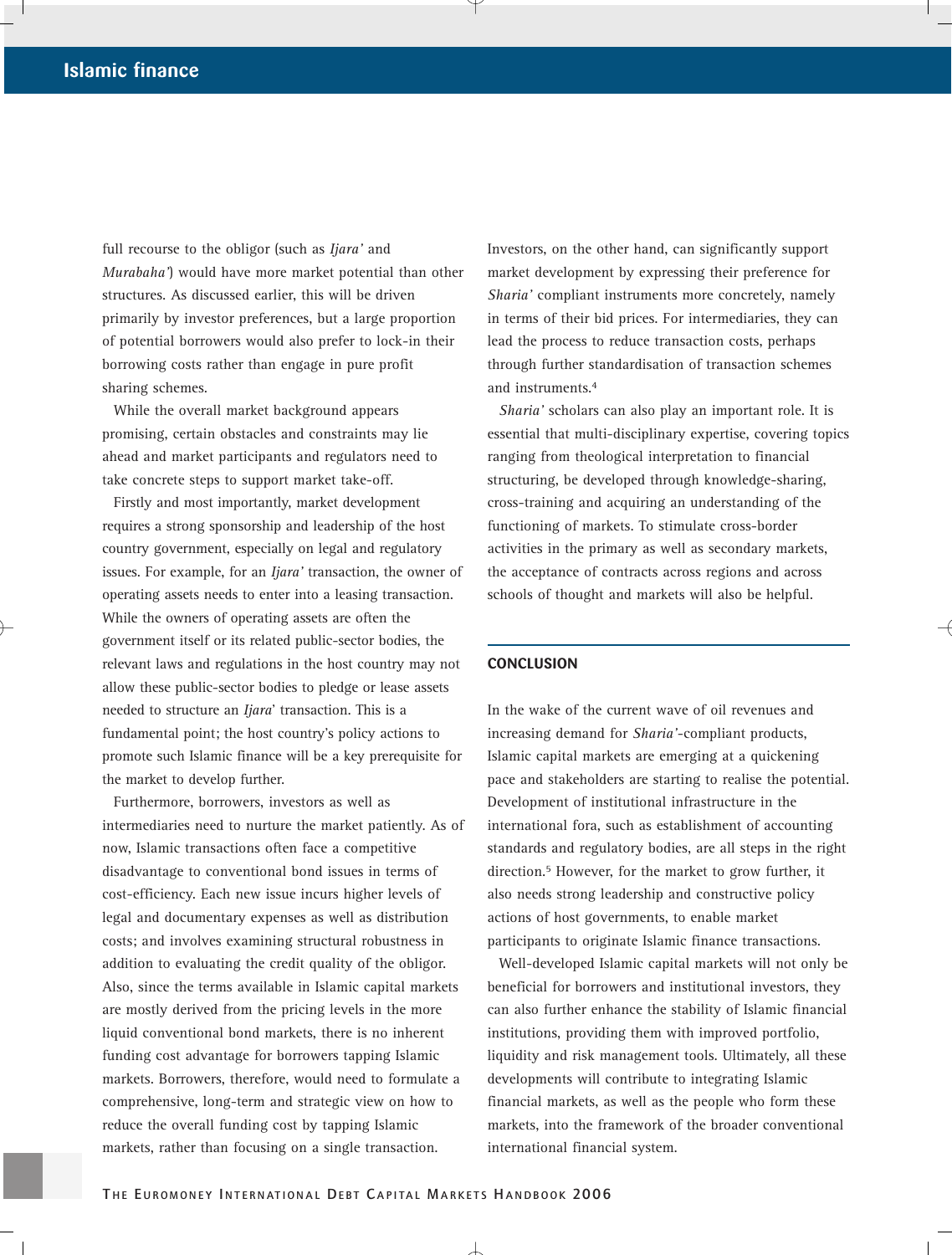full recourse to the obligor (such as *Ijara'* and *Murabaha'*) would have more market potential than other structures. As discussed earlier, this will be driven primarily by investor preferences, but a large proportion of potential borrowers would also prefer to lock-in their borrowing costs rather than engage in pure profit sharing schemes.

While the overall market background appears promising, certain obstacles and constraints may lie ahead and market participants and regulators need to take concrete steps to support market take-off.

Firstly and most importantly, market development requires a strong sponsorship and leadership of the host country government, especially on legal and regulatory issues. For example, for an *Ijara'* transaction, the owner of operating assets needs to enter into a leasing transaction. While the owners of operating assets are often the government itself or its related public-sector bodies, the relevant laws and regulations in the host country may not allow these public-sector bodies to pledge or lease assets needed to structure an *Ijara*' transaction. This is a fundamental point; the host country's policy actions to promote such Islamic finance will be a key prerequisite for the market to develop further.

Furthermore, borrowers, investors as well as intermediaries need to nurture the market patiently. As of now, Islamic transactions often face a competitive disadvantage to conventional bond issues in terms of cost-efficiency. Each new issue incurs higher levels of legal and documentary expenses as well as distribution costs; and involves examining structural robustness in addition to evaluating the credit quality of the obligor. Also, since the terms available in Islamic capital markets are mostly derived from the pricing levels in the more liquid conventional bond markets, there is no inherent funding cost advantage for borrowers tapping Islamic markets. Borrowers, therefore, would need to formulate a comprehensive, long-term and strategic view on how to reduce the overall funding cost by tapping Islamic markets, rather than focusing on a single transaction. Investors, on the other hand, can significantly support market development by expressing their preference for *Sharia'* compliant instruments more concretely, namely in terms of their bid prices. For intermediaries, they can lead the process to reduce transaction costs, perhaps through further standardisation of transaction schemes and instruments.[4]

*Sharia'* scholars can also play an important role. It is essential that multi-disciplinary expertise, covering topics ranging from theological interpretation to financial structuring, be developed through knowledge-sharing, cross-training and acquiring an understanding of the functioning of markets. To stimulate cross-border activities in the primary as well as secondary markets, the acceptance of contracts across regions and across schools of thought and markets will also be helpful.

## CONCLUSION

In the wake of the current wave of oil revenues and increasing demand for *Sharia'*-compliant products, Islamic capital markets are emerging at a quickening pace and stakeholders are starting to realise the potential. Development of institutional infrastructure in the international fora, such as establishment of accounting standards and regulatory bodies, are all steps in the right direction.[5] However, for the market to grow further, it also needs strong leadership and constructive policy actions of host governments, to enable market participants to originate Islamic finance transactions.

Well-developed Islamic capital markets will not only be beneficial for borrowers and institutional investors, they can also further enhance the stability of Islamic financial institutions, providing them with improved portfolio, liquidity and risk management tools. Ultimately, all these developments will contribute to integrating Islamic financial markets, as well as the people who form these markets, into the framework of the broader conventional international financial system.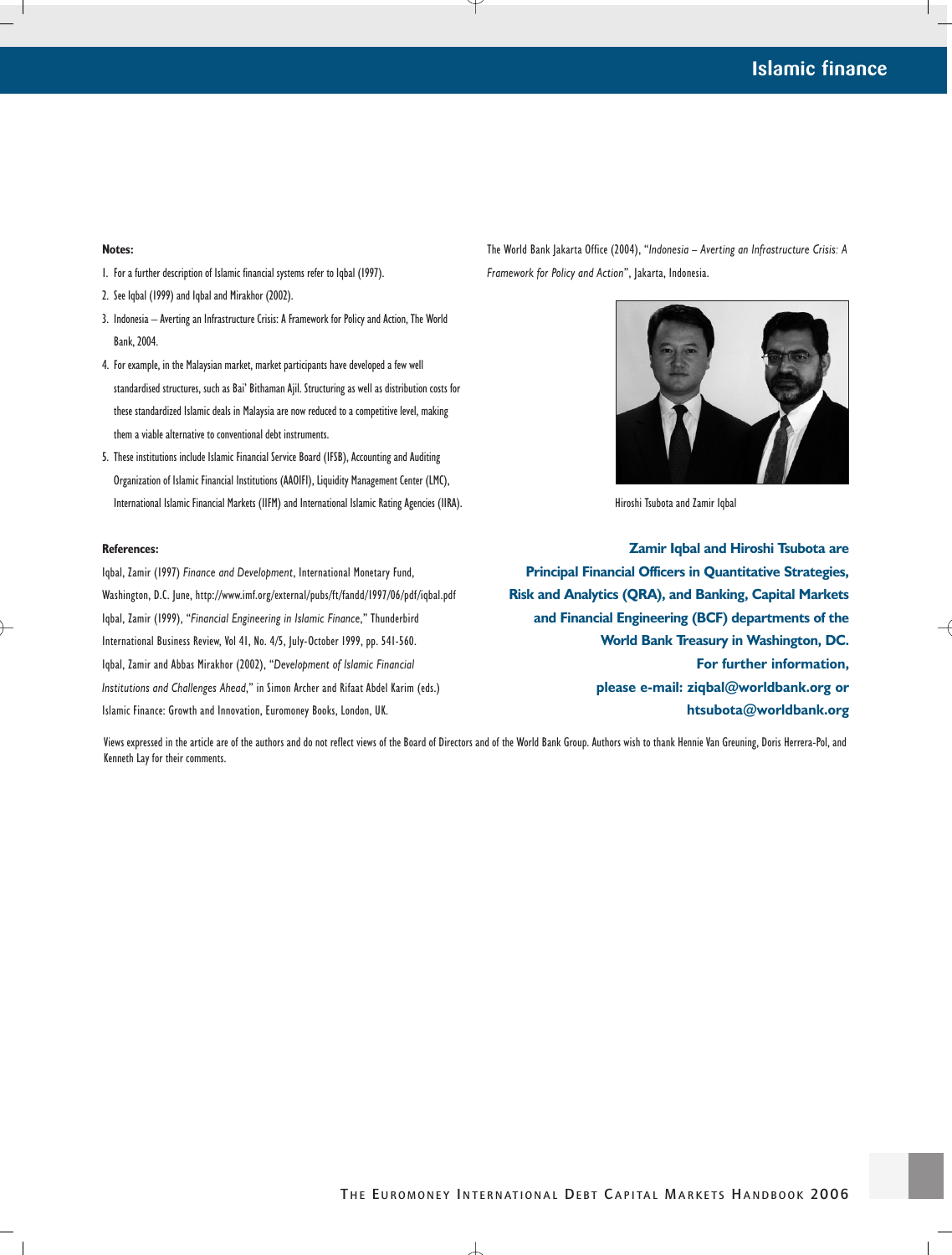**Notes:**

1. For a further description of Islamic financial systems refer to Iqbal (1997).
2. See Iqbal (1999) and Iqbal and Mirakhor (2002).
3. Indonesia – Averting an Infrastructure Crisis: A Framework for Policy and Action, The World Bank, 2004.
4. For example, in the Malaysian market, market participants have developed a few well standardised structures, such as Bai' Bithaman Ajil. Structuring as well as distribution costs for these standardized Islamic deals in Malaysia are now reduced to a competitive level, making them a viable alternative to conventional debt instruments.
5. These institutions include Islamic Financial Service Board (IFSB), Accounting and Auditing Organization of Islamic Financial Institutions (AAOIFI), Liquidity Management Center (LMC), International Islamic Financial Markets (IIFM) and International Islamic Rating Agencies (IIRA).

**References:**

Iqbal, Zamir (1997) *Finance and Development*, International Monetary Fund, Washington, D.C. June, http://www.imf.org/external/pubs/ft/fandd/1997/06/pdf/iqbal.pdf

Iqbal, Zamir (1999), "*Financial Engineering in Islamic Finance*," Thunderbird International Business Review, Vol 41, No. 4/5, July-October 1999, pp. 541-560.

Iqbal, Zamir and Abbas Mirakhor (2002), "*Development of Islamic Financial Institutions and Challenges Ahead*," in Simon Archer and Rifaat Abdel Karim (eds.) Islamic Finance: Growth and Innovation, Euromoney Books, London, UK.

The World Bank Jakarta Office (2004), "*Indonesia – Averting an Infrastructure Crisis: A Framework for Policy and Action*", Jakarta, Indonesia.

Hiroshi Tsubota and Zamir Iqbal

**Zamir Iqbal and Hiroshi Tsubota are Principal Financial Officers in Quantitative Strategies, Risk and Analytics (QRA), and Banking, Capital Markets and Financial Engineering (BCF) departments of the World Bank Treasury in Washington, DC. For further information, please e-mail: ziqbal@worldbank.org or htsubota@worldbank.org**

Views expressed in the article are of the authors and do not reflect views of the Board of Directors and of the World Bank Group. Authors wish to thank Hennie Van Greuning, Doris Herrera-Pol, and Kenneth Lay for their comments.